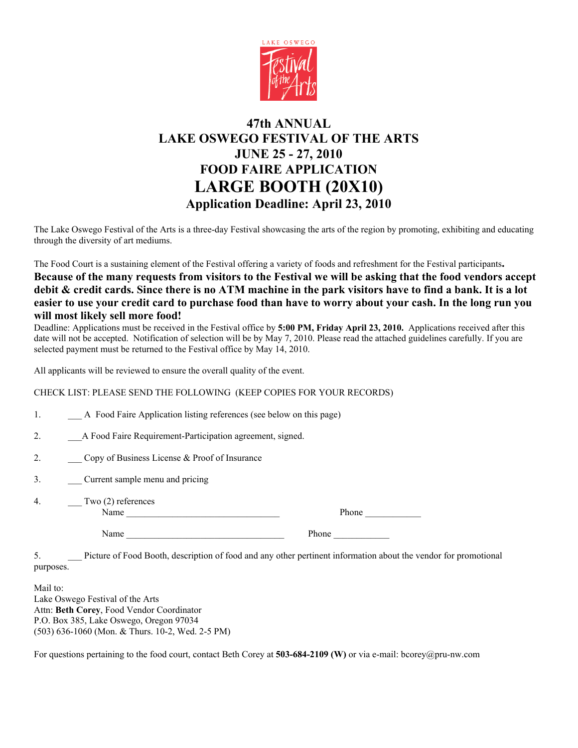LAKE OSWEGO Festival of the Arts

# 47th ANNUAL
# LAKE OSWEGO FESTIVAL OF THE ARTS
# JUNE 25 - 27, 2010
# FOOD FAIRE APPLICATION
# LARGE BOOTH (20X10)
## Application Deadline: April 23, 2010

The Lake Oswego Festival of the Arts is a three-day Festival showcasing the arts of the region by promoting, exhibiting and educating through the diversity of art mediums.

The Food Court is a sustaining element of the Festival offering a variety of foods and refreshment for the Festival participants**.**
**Because of the many requests from visitors to the Festival we will be asking that the food vendors accept debit & credit cards. Since there is no ATM machine in the park visitors have to find a bank. It is a lot easier to use your credit card to purchase food than have to worry about your cash. In the long run you will most likely sell more food!**
Deadline: Applications must be received in the Festival office by **5:00 PM, Friday April 23, 2010.** Applications received after this date will not be accepted. Notification of selection will be by May 7, 2010. Please read the attached guidelines carefully. If you are selected payment must be returned to the Festival office by May 14, 2010.

All applicants will be reviewed to ensure the overall quality of the event.

CHECK LIST: PLEASE SEND THE FOLLOWING (KEEP COPIES FOR YOUR RECORDS)

1. ___ A Food Faire Application listing references (see below on this page)

2. ___A Food Faire Requirement-Participation agreement, signed.

2. ___ Copy of Business License & Proof of Insurance

3. ___ Current sample menu and pricing

4. ___ Two (2) references
   Name _______________________________ Phone ____________

   Name _______________________________ Phone ____________

5. ___ Picture of Food Booth, description of food and any other pertinent information about the vendor for promotional purposes.

Mail to:
Lake Oswego Festival of the Arts
Attn: **Beth Corey**, Food Vendor Coordinator
P.O. Box 385, Lake Oswego, Oregon 97034
(503) 636-1060 (Mon. & Thurs. 10-2, Wed. 2-5 PM)

For questions pertaining to the food court, contact Beth Corey at **503-684-2109 (W)** or via e-mail: bcorey@pru-nw.com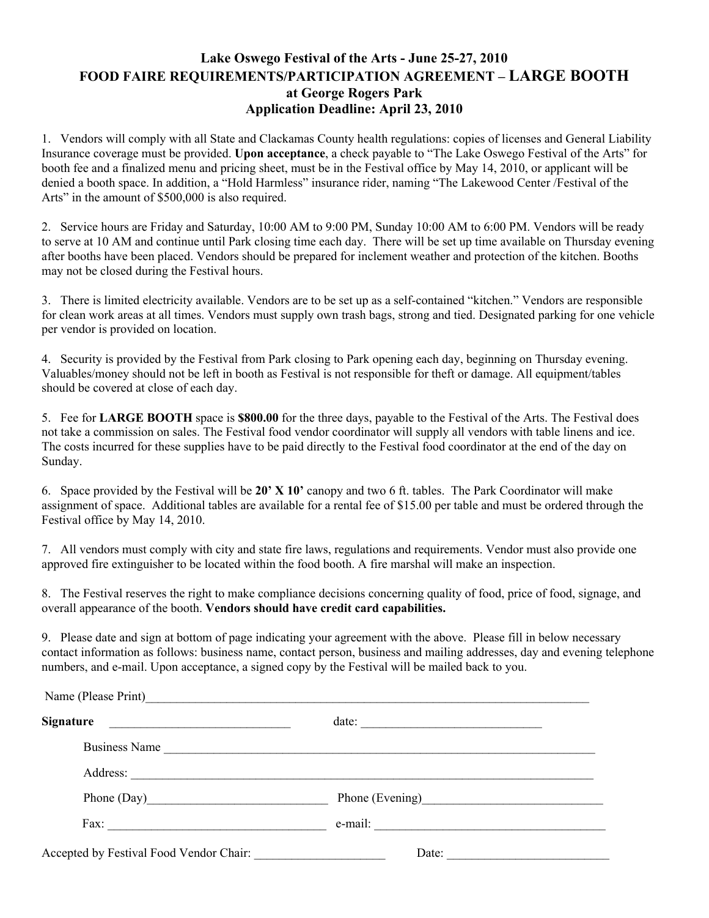# Lake Oswego Festival of the Arts - June 25-27, 2010
## FOOD FAIRE REQUIREMENTS/PARTICIPATION AGREEMENT – LARGE BOOTH
### at George Rogers Park
### Application Deadline: April 23, 2010

1. Vendors will comply with all State and Clackamas County health regulations: copies of licenses and General Liability Insurance coverage must be provided. **Upon acceptance**, a check payable to "The Lake Oswego Festival of the Arts" for booth fee and a finalized menu and pricing sheet, must be in the Festival office by May 14, 2010, or applicant will be denied a booth space. In addition, a "Hold Harmless" insurance rider, naming "The Lakewood Center /Festival of the Arts" in the amount of $500,000 is also required.

2. Service hours are Friday and Saturday, 10:00 AM to 9:00 PM, Sunday 10:00 AM to 6:00 PM. Vendors will be ready to serve at 10 AM and continue until Park closing time each day. There will be set up time available on Thursday evening after booths have been placed. Vendors should be prepared for inclement weather and protection of the kitchen. Booths may not be closed during the Festival hours.

3. There is limited electricity available. Vendors are to be set up as a self-contained "kitchen." Vendors are responsible for clean work areas at all times. Vendors must supply own trash bags, strong and tied. Designated parking for one vehicle per vendor is provided on location.

4. Security is provided by the Festival from Park closing to Park opening each day, beginning on Thursday evening. Valuables/money should not be left in booth as Festival is not responsible for theft or damage. All equipment/tables should be covered at close of each day.

5. Fee for **LARGE BOOTH** space is **$800.00** for the three days, payable to the Festival of the Arts. The Festival does not take a commission on sales. The Festival food vendor coordinator will supply all vendors with table linens and ice. The costs incurred for these supplies have to be paid directly to the Festival food coordinator at the end of the day on Sunday.

6. Space provided by the Festival will be **20' X 10'** canopy and two 6 ft. tables. The Park Coordinator will make assignment of space. Additional tables are available for a rental fee of $15.00 per table and must be ordered through the Festival office by May 14, 2010.

7. All vendors must comply with city and state fire laws, regulations and requirements. Vendor must also provide one approved fire extinguisher to be located within the food booth. A fire marshal will make an inspection.

8. The Festival reserves the right to make compliance decisions concerning quality of food, price of food, signage, and overall appearance of the booth. **Vendors should have credit card capabilities.**

9. Please date and sign at bottom of page indicating your agreement with the above. Please fill in below necessary contact information as follows: business name, contact person, business and mailing addresses, day and evening telephone numbers, and e-mail. Upon acceptance, a signed copy by the Festival will be mailed back to you.

Name (Please Print)\_\_\_\_\_\_\_\_\_\_\_\_\_\_\_\_\_\_\_\_\_\_\_\_\_\_\_\_\_\_\_\_\_\_\_\_\_\_\_\_

**Signature** \_\_\_\_\_\_\_\_\_\_\_\_\_\_\_\_\_\_\_\_\_\_\_\_ date: \_\_\_\_\_\_\_\_\_\_\_\_\_\_\_\_\_\_\_\_\_\_\_\_

Business Name \_\_\_\_\_\_\_\_\_\_\_\_\_\_\_\_\_\_\_\_\_\_\_\_\_\_\_\_\_\_\_\_\_\_\_\_\_\_\_\_

Address: \_\_\_\_\_\_\_\_\_\_\_\_\_\_\_\_\_\_\_\_\_\_\_\_\_\_\_\_\_\_\_\_\_\_\_\_\_\_\_\_

Phone (Day)\_\_\_\_\_\_\_\_\_\_\_\_\_\_\_\_\_\_\_\_\_\_\_\_ Phone (Evening)\_\_\_\_\_\_\_\_\_\_\_\_\_\_\_\_\_\_\_\_\_\_\_\_

Fax: \_\_\_\_\_\_\_\_\_\_\_\_\_\_\_\_\_\_\_\_\_\_\_\_ e-mail: \_\_\_\_\_\_\_\_\_\_\_\_\_\_\_\_\_\_\_\_\_\_\_\_

Accepted by Festival Food Vendor Chair: \_\_\_\_\_\_\_\_\_\_\_\_\_\_\_\_\_\_\_\_ Date: \_\_\_\_\_\_\_\_\_\_\_\_\_\_\_\_\_\_\_\_